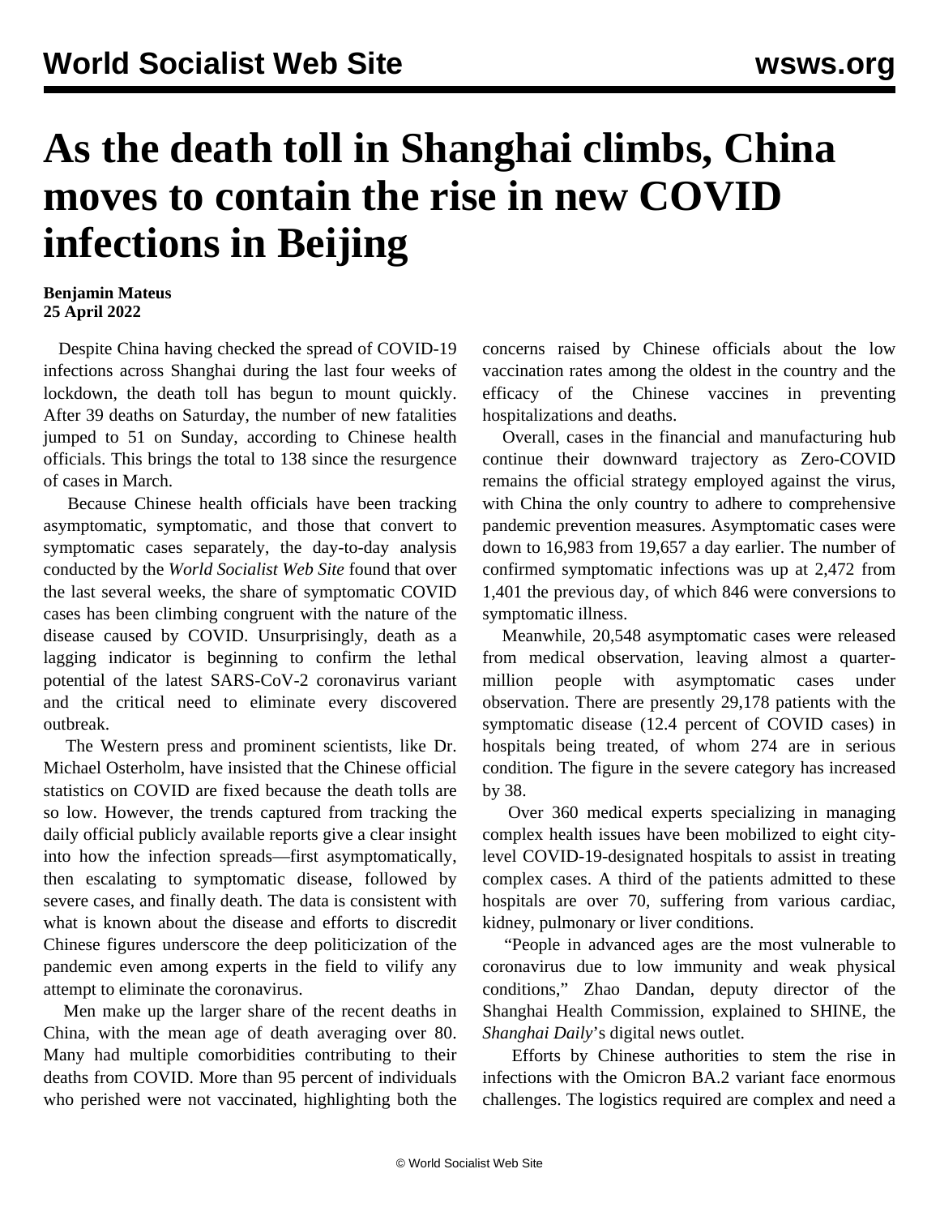# As the death toll in Shanghai climbs, China moves to contain the rise in new COVID infections in Beijing

**Benjamin Mateus**
**25 April 2022**

Despite China having checked the spread of COVID-19 infections across Shanghai during the last four weeks of lockdown, the death toll has begun to mount quickly. After 39 deaths on Saturday, the number of new fatalities jumped to 51 on Sunday, according to Chinese health officials. This brings the total to 138 since the resurgence of cases in March.

Because Chinese health officials have been tracking asymptomatic, symptomatic, and those that convert to symptomatic cases separately, the day-to-day analysis conducted by the *World Socialist Web Site* found that over the last several weeks, the share of symptomatic COVID cases has been climbing congruent with the nature of the disease caused by COVID. Unsurprisingly, death as a lagging indicator is beginning to confirm the lethal potential of the latest SARS-CoV-2 coronavirus variant and the critical need to eliminate every discovered outbreak.

The Western press and prominent scientists, like Dr. Michael Osterholm, have insisted that the Chinese official statistics on COVID are fixed because the death tolls are so low. However, the trends captured from tracking the daily official publicly available reports give a clear insight into how the infection spreads—first asymptomatically, then escalating to symptomatic disease, followed by severe cases, and finally death. The data is consistent with what is known about the disease and efforts to discredit Chinese figures underscore the deep politicization of the pandemic even among experts in the field to vilify any attempt to eliminate the coronavirus.

Men make up the larger share of the recent deaths in China, with the mean age of death averaging over 80. Many had multiple comorbidities contributing to their deaths from COVID. More than 95 percent of individuals who perished were not vaccinated, highlighting both the concerns raised by Chinese officials about the low vaccination rates among the oldest in the country and the efficacy of the Chinese vaccines in preventing hospitalizations and deaths.

Overall, cases in the financial and manufacturing hub continue their downward trajectory as Zero-COVID remains the official strategy employed against the virus, with China the only country to adhere to comprehensive pandemic prevention measures. Asymptomatic cases were down to 16,983 from 19,657 a day earlier. The number of confirmed symptomatic infections was up at 2,472 from 1,401 the previous day, of which 846 were conversions to symptomatic illness.

Meanwhile, 20,548 asymptomatic cases were released from medical observation, leaving almost a quarter-million people with asymptomatic cases under observation. There are presently 29,178 patients with the symptomatic disease (12.4 percent of COVID cases) in hospitals being treated, of whom 274 are in serious condition. The figure in the severe category has increased by 38.

Over 360 medical experts specializing in managing complex health issues have been mobilized to eight city-level COVID-19-designated hospitals to assist in treating complex cases. A third of the patients admitted to these hospitals are over 70, suffering from various cardiac, kidney, pulmonary or liver conditions.

"People in advanced ages are the most vulnerable to coronavirus due to low immunity and weak physical conditions," Zhao Dandan, deputy director of the Shanghai Health Commission, explained to SHINE, the *Shanghai Daily*'s digital news outlet.

Efforts by Chinese authorities to stem the rise in infections with the Omicron BA.2 variant face enormous challenges. The logistics required are complex and need a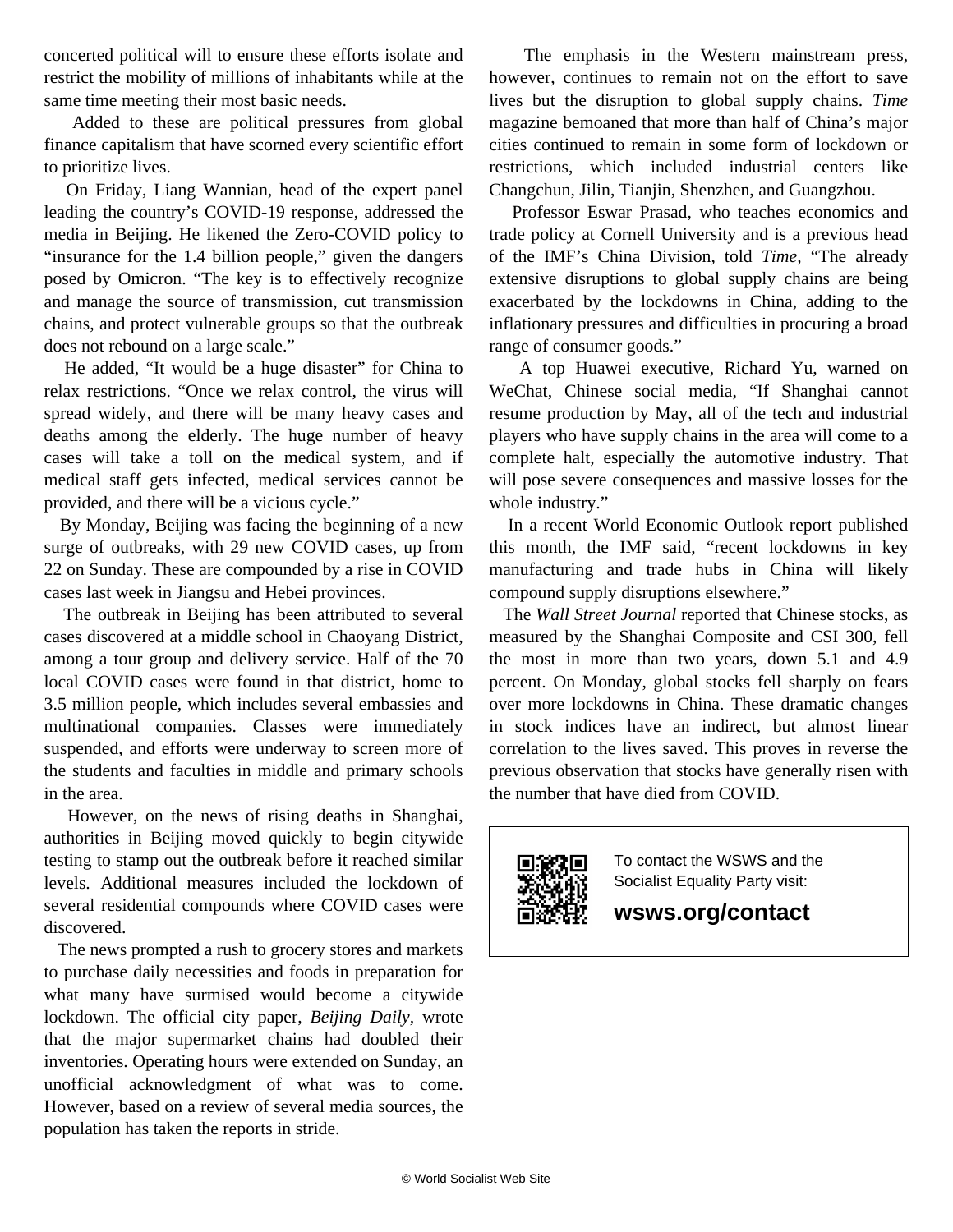concerted political will to ensure these efforts isolate and restrict the mobility of millions of inhabitants while at the same time meeting their most basic needs.

Added to these are political pressures from global finance capitalism that have scorned every scientific effort to prioritize lives.

On Friday, Liang Wannian, head of the expert panel leading the country's COVID-19 response, addressed the media in Beijing. He likened the Zero-COVID policy to "insurance for the 1.4 billion people," given the dangers posed by Omicron. "The key is to effectively recognize and manage the source of transmission, cut transmission chains, and protect vulnerable groups so that the outbreak does not rebound on a large scale."

He added, "It would be a huge disaster" for China to relax restrictions. "Once we relax control, the virus will spread widely, and there will be many heavy cases and deaths among the elderly. The huge number of heavy cases will take a toll on the medical system, and if medical staff gets infected, medical services cannot be provided, and there will be a vicious cycle."

By Monday, Beijing was facing the beginning of a new surge of outbreaks, with 29 new COVID cases, up from 22 on Sunday. These are compounded by a rise in COVID cases last week in Jiangsu and Hebei provinces.

The outbreak in Beijing has been attributed to several cases discovered at a middle school in Chaoyang District, among a tour group and delivery service. Half of the 70 local COVID cases were found in that district, home to 3.5 million people, which includes several embassies and multinational companies. Classes were immediately suspended, and efforts were underway to screen more of the students and faculties in middle and primary schools in the area.

However, on the news of rising deaths in Shanghai, authorities in Beijing moved quickly to begin citywide testing to stamp out the outbreak before it reached similar levels. Additional measures included the lockdown of several residential compounds where COVID cases were discovered.

The news prompted a rush to grocery stores and markets to purchase daily necessities and foods in preparation for what many have surmised would become a citywide lockdown. The official city paper, *Beijing Daily*, wrote that the major supermarket chains had doubled their inventories. Operating hours were extended on Sunday, an unofficial acknowledgment of what was to come. However, based on a review of several media sources, the population has taken the reports in stride.

The emphasis in the Western mainstream press, however, continues to remain not on the effort to save lives but the disruption to global supply chains. *Time* magazine bemoaned that more than half of China's major cities continued to remain in some form of lockdown or restrictions, which included industrial centers like Changchun, Jilin, Tianjin, Shenzhen, and Guangzhou.

Professor Eswar Prasad, who teaches economics and trade policy at Cornell University and is a previous head of the IMF's China Division, told *Time*, "The already extensive disruptions to global supply chains are being exacerbated by the lockdowns in China, adding to the inflationary pressures and difficulties in procuring a broad range of consumer goods."

A top Huawei executive, Richard Yu, warned on WeChat, Chinese social media, "If Shanghai cannot resume production by May, all of the tech and industrial players who have supply chains in the area will come to a complete halt, especially the automotive industry. That will pose severe consequences and massive losses for the whole industry."

In a recent World Economic Outlook report published this month, the IMF said, "recent lockdowns in key manufacturing and trade hubs in China will likely compound supply disruptions elsewhere."

The *Wall Street Journal* reported that Chinese stocks, as measured by the Shanghai Composite and CSI 300, fell the most in more than two years, down 5.1 and 4.9 percent. On Monday, global stocks fell sharply on fears over more lockdowns in China. These dramatic changes in stock indices have an indirect, but almost linear correlation to the lives saved. This proves in reverse the previous observation that stocks have generally risen with the number that have died from COVID.

To contact the WSWS and the Socialist Equality Party visit:

**wsws.org/contact**